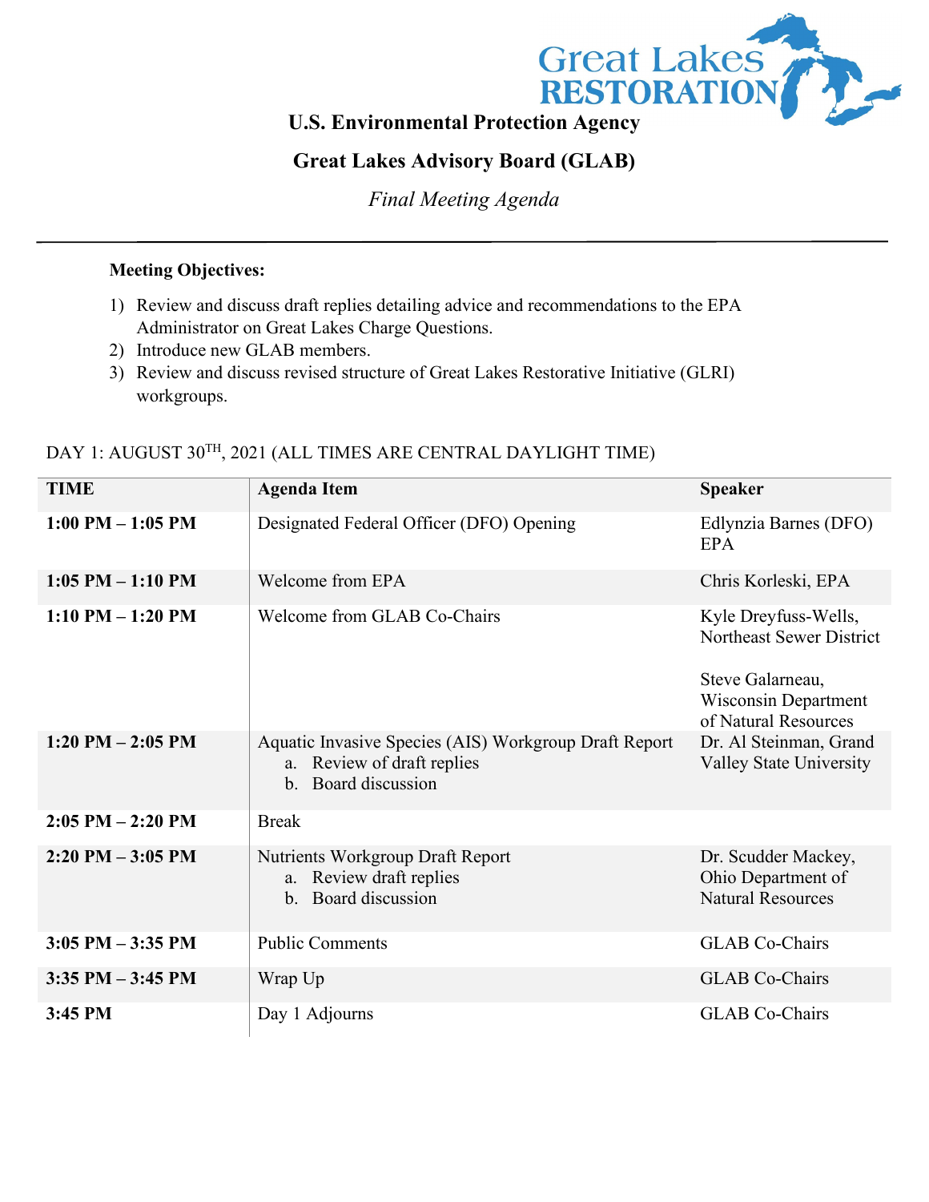Great Lakes RESTORATION

**U.S. Environmental Protection Agency**

**Great Lakes Advisory Board (GLAB)**

*Final Meeting Agenda*

---

**Meeting Objectives:**

1) Review and discuss draft replies detailing advice and recommendations to the EPA Administrator on Great Lakes Charge Questions.
2) Introduce new GLAB members.
3) Review and discuss revised structure of Great Lakes Restorative Initiative (GLRI) workgroups.

DAY 1: AUGUST 30TH, 2021 (ALL TIMES ARE CENTRAL DAYLIGHT TIME)

| TIME | Agenda Item | Speaker |
|---|---|---|
| **1:00 PM – 1:05 PM** | Designated Federal Officer (DFO) Opening | Edlynzia Barnes (DFO) EPA |
| **1:05 PM – 1:10 PM** | Welcome from EPA | Chris Korleski, EPA |
| **1:10 PM – 1:20 PM** | Welcome from GLAB Co-Chairs | Kyle Dreyfuss-Wells, Northeast Sewer District<br><br>Steve Galarneau, Wisconsin Department of Natural Resources |
| **1:20 PM – 2:05 PM** | Aquatic Invasive Species (AIS) Workgroup Draft Report<br>a. Review of draft replies<br>b. Board discussion | Dr. Al Steinman, Grand Valley State University |
| **2:05 PM – 2:20 PM** | Break | |
| **2:20 PM – 3:05 PM** | Nutrients Workgroup Draft Report<br>a. Review draft replies<br>b. Board discussion | Dr. Scudder Mackey, Ohio Department of Natural Resources |
| **3:05 PM – 3:35 PM** | Public Comments | GLAB Co-Chairs |
| **3:35 PM – 3:45 PM** | Wrap Up | GLAB Co-Chairs |
| **3:45 PM** | Day 1 Adjourns | GLAB Co-Chairs |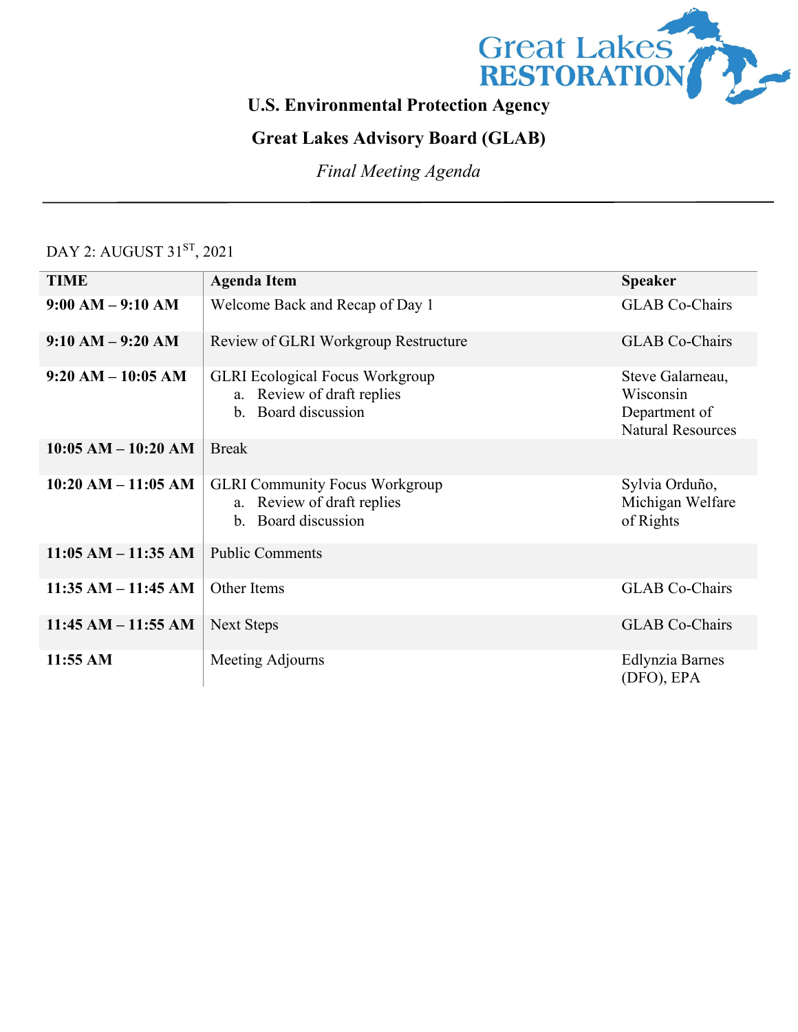**U.S. Environmental Protection Agency**

**Great Lakes Advisory Board (GLAB)**

*Final Meeting Agenda*

---

DAY 2: AUGUST 31ST, 2021

| TIME | Agenda Item | Speaker |
|---|---|---|
| **9:00 AM – 9:10 AM** | Welcome Back and Recap of Day 1 | GLAB Co-Chairs |
| **9:10 AM – 9:20 AM** | Review of GLRI Workgroup Restructure | GLAB Co-Chairs |
| **9:20 AM – 10:05 AM** | GLRI Ecological Focus Workgroup<br>a. Review of draft replies<br>b. Board discussion | Steve Galarneau, Wisconsin Department of Natural Resources |
| **10:05 AM – 10:20 AM** | Break | |
| **10:20 AM – 11:05 AM** | GLRI Community Focus Workgroup<br>a. Review of draft replies<br>b. Board discussion | Sylvia Orduño, Michigan Welfare of Rights |
| **11:05 AM – 11:35 AM** | Public Comments | |
| **11:35 AM – 11:45 AM** | Other Items | GLAB Co-Chairs |
| **11:45 AM – 11:55 AM** | Next Steps | GLAB Co-Chairs |
| **11:55 AM** | Meeting Adjourns | Edlynzia Barnes (DFO), EPA |